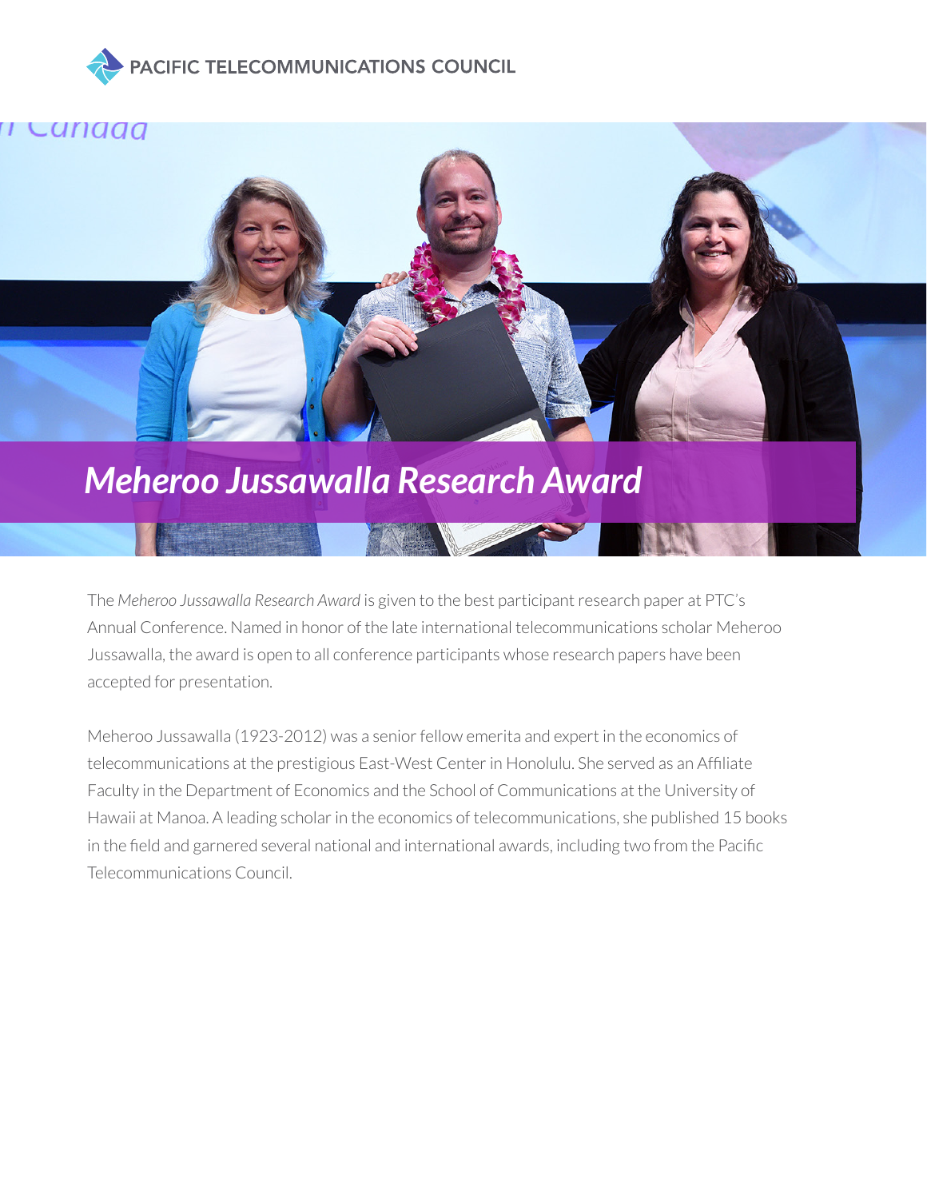PACIFIC TELECOMMUNICATIONS COUNCIL

# *Meheroo Jussawalla Research Award*

The *Meheroo Jussawalla Research Award* is given to the best participant research paper at PTC's Annual Conference. Named in honor of the late international telecommunications scholar Meheroo Jussawalla, the award is open to all conference participants whose research papers have been accepted for presentation.

Meheroo Jussawalla (1923-2012) was a senior fellow emerita and expert in the economics of telecommunications at the prestigious East-West Center in Honolulu. She served as an Affiliate Faculty in the Department of Economics and the School of Communications at the University of Hawaii at Manoa. A leading scholar in the economics of telecommunications, she published 15 books in the field and garnered several national and international awards, including two from the Pacific Telecommunications Council.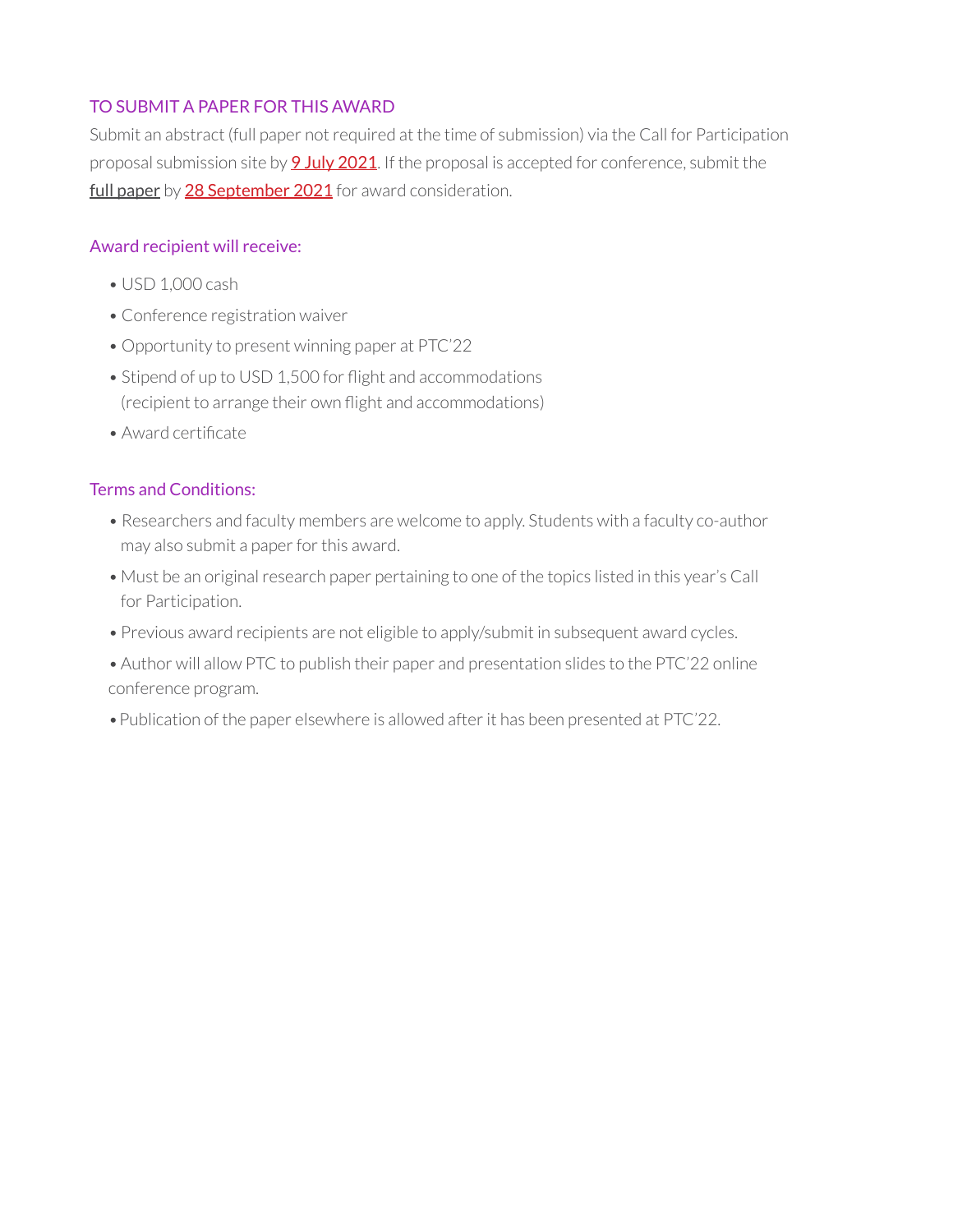## TO SUBMIT A PAPER FOR THIS AWARD

Submit an abstract (full paper not required at the time of submission) via the Call for Participation proposal submission site by 9 July 2021. If the proposal is accepted for conference, submit the full paper by 28 September 2021 for award consideration.

### Award recipient will receive:

- USD 1,000 cash
- Conference registration waiver
- Opportunity to present winning paper at PTC'22
- Stipend of up to USD 1,500 for flight and accommodations (recipient to arrange their own flight and accommodations)
- Award certificate

### Terms and Conditions:

- Researchers and faculty members are welcome to apply. Students with a faculty co-author may also submit a paper for this award.
- Must be an original research paper pertaining to one of the topics listed in this year's Call for Participation.
- Previous award recipients are not eligible to apply/submit in subsequent award cycles.
- Author will allow PTC to publish their paper and presentation slides to the PTC'22 online conference program.
- Publication of the paper elsewhere is allowed after it has been presented at PTC'22.